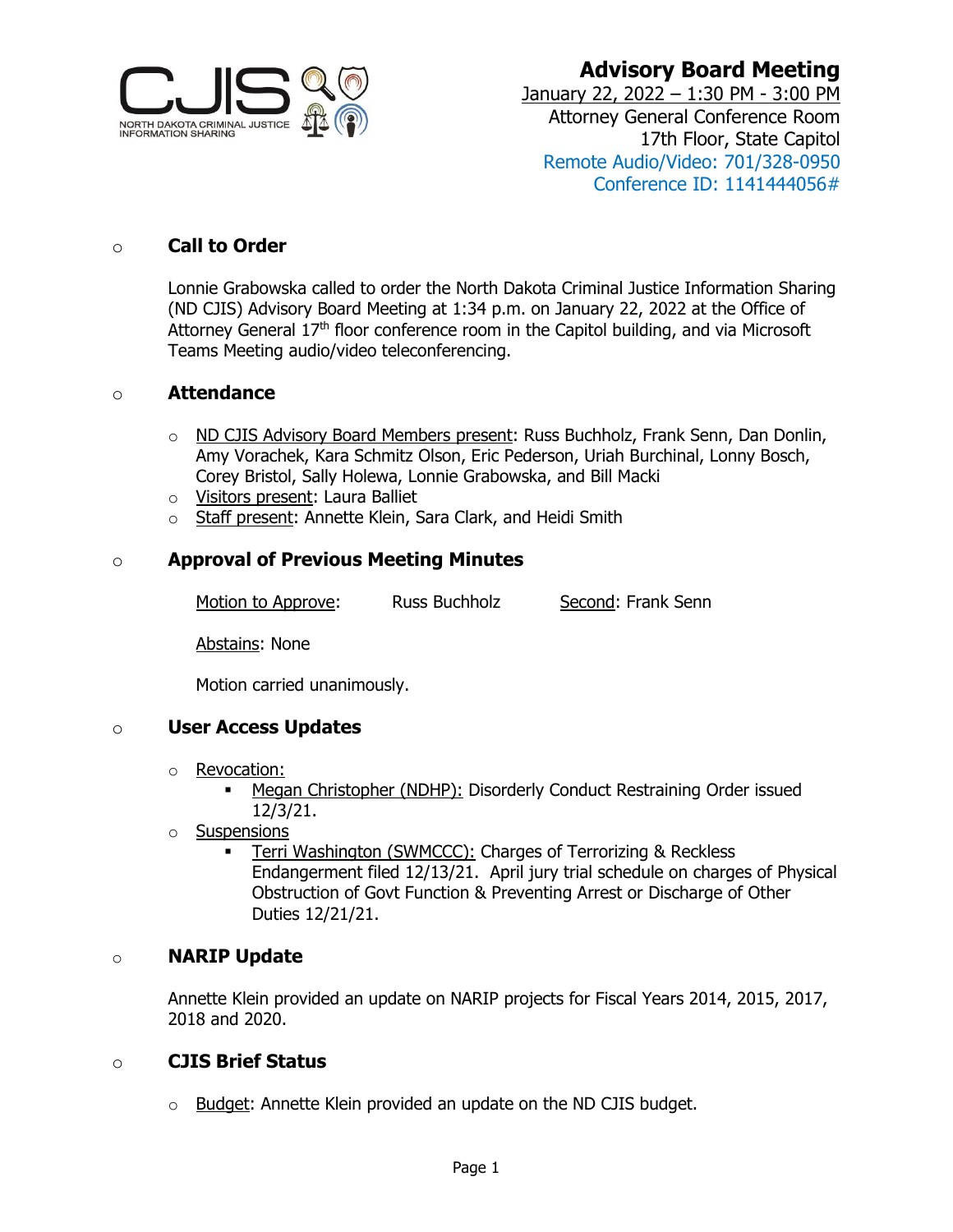CJIS NORTH DAKOTA CRIMINAL JUSTICE INFORMATION SHARING

# Advisory Board Meeting

January 22, 2022 – 1:30 PM - 3:00 PM
Attorney General Conference Room
17th Floor, State Capitol
Remote Audio/Video: 701/328-0950
Conference ID: 1141444056#

## Call to Order

Lonnie Grabowska called to order the North Dakota Criminal Justice Information Sharing (ND CJIS) Advisory Board Meeting at 1:34 p.m. on January 22, 2022 at the Office of Attorney General 17th floor conference room in the Capitol building, and via Microsoft Teams Meeting audio/video teleconferencing.

## Attendance

- ND CJIS Advisory Board Members present: Russ Buchholz, Frank Senn, Dan Donlin, Amy Vorachek, Kara Schmitz Olson, Eric Pederson, Uriah Burchinal, Lonny Bosch, Corey Bristol, Sally Holewa, Lonnie Grabowska, and Bill Macki
- Visitors present: Laura Balliet
- Staff present: Annette Klein, Sara Clark, and Heidi Smith

## Approval of Previous Meeting Minutes

Motion to Approve: Russ Buchholz     Second: Frank Senn

Abstains: None

Motion carried unanimously.

## User Access Updates

- Revocation:
  - Megan Christopher (NDHP): Disorderly Conduct Restraining Order issued 12/3/21.
- Suspensions
  - Terri Washington (SWMCCC): Charges of Terrorizing & Reckless Endangerment filed 12/13/21. April jury trial schedule on charges of Physical Obstruction of Govt Function & Preventing Arrest or Discharge of Other Duties 12/21/21.

## NARIP Update

Annette Klein provided an update on NARIP projects for Fiscal Years 2014, 2015, 2017, 2018 and 2020.

## CJIS Brief Status

- Budget: Annette Klein provided an update on the ND CJIS budget.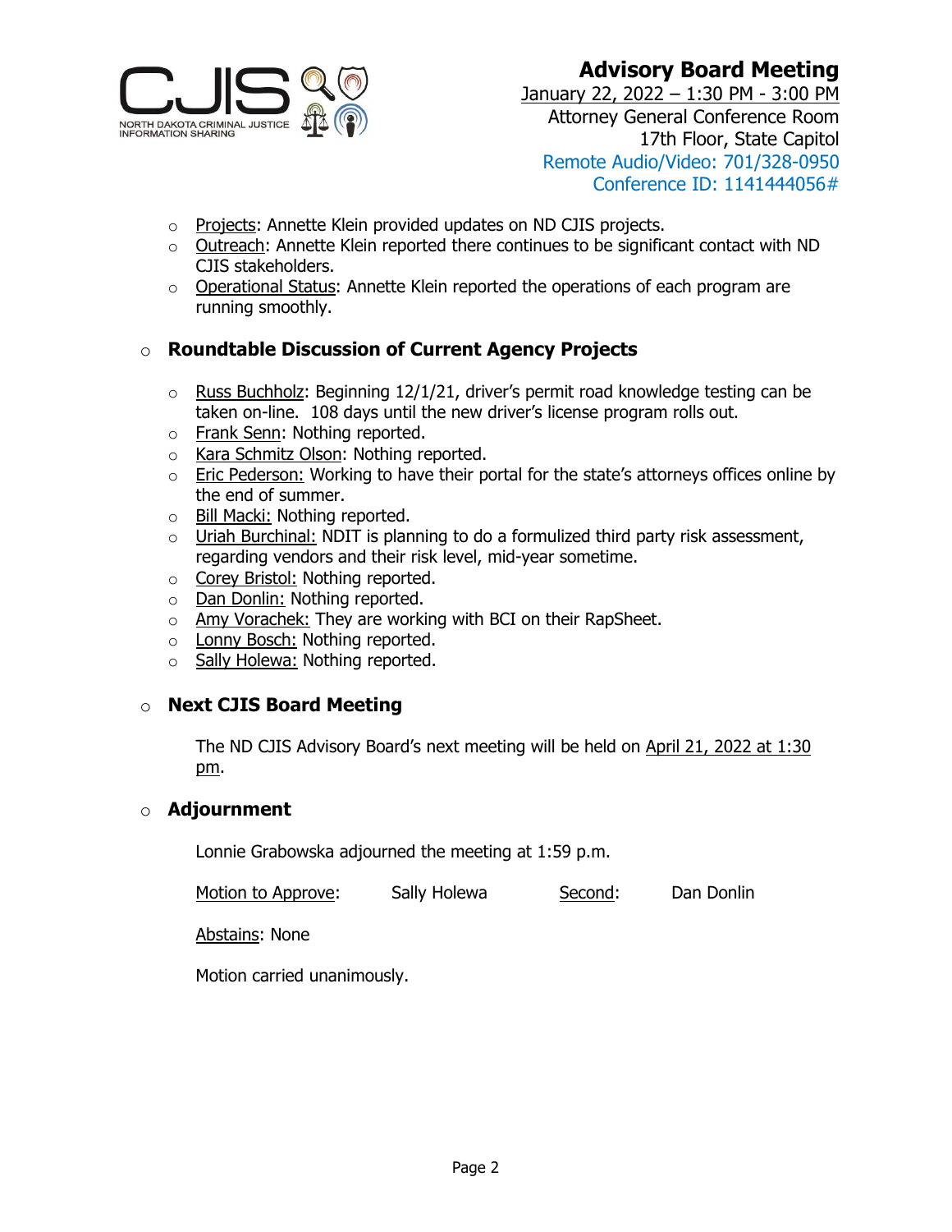# Advisory Board Meeting

January 22, 2022 – 1:30 PM - 3:00 PM
Attorney General Conference Room
17th Floor, State Capitol
Remote Audio/Video: 701/328-0950
Conference ID: 1141444056#

- Projects: Annette Klein provided updates on ND CJIS projects.
- Outreach: Annette Klein reported there continues to be significant contact with ND CJIS stakeholders.
- Operational Status: Annette Klein reported the operations of each program are running smoothly.

## Roundtable Discussion of Current Agency Projects

- Russ Buchholz: Beginning 12/1/21, driver's permit road knowledge testing can be taken on-line. 108 days until the new driver's license program rolls out.
- Frank Senn: Nothing reported.
- Kara Schmitz Olson: Nothing reported.
- Eric Pederson: Working to have their portal for the state's attorneys offices online by the end of summer.
- Bill Macki: Nothing reported.
- Uriah Burchinal: NDIT is planning to do a formulized third party risk assessment, regarding vendors and their risk level, mid-year sometime.
- Corey Bristol: Nothing reported.
- Dan Donlin: Nothing reported.
- Amy Vorachek: They are working with BCI on their RapSheet.
- Lonny Bosch: Nothing reported.
- Sally Holewa: Nothing reported.

## Next CJIS Board Meeting

The ND CJIS Advisory Board's next meeting will be held on April 21, 2022 at 1:30 pm.

## Adjournment

Lonnie Grabowska adjourned the meeting at 1:59 p.m.

Motion to Approve: Sally Holewa Second: Dan Donlin

Abstains: None

Motion carried unanimously.